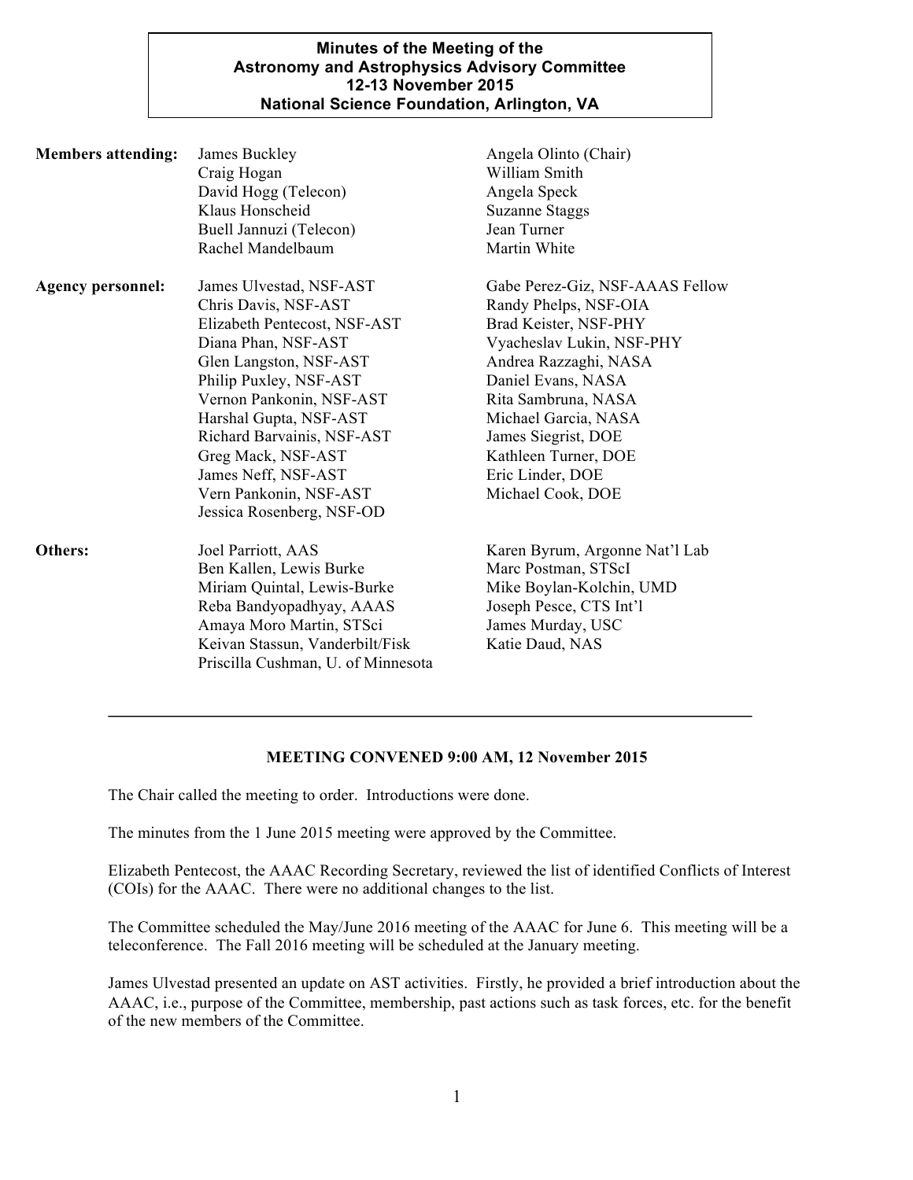**Minutes of the Meeting of the**
**Astronomy and Astrophysics Advisory Committee**
**12-13 November 2015**
**National Science Foundation, Arlington, VA**

**Members attending:**

James Buckley
Craig Hogan
David Hogg (Telecon)
Klaus Honscheid
Buell Jannuzi (Telecon)
Rachel Mandelbaum
Angela Olinto (Chair)
William Smith
Angela Speck
Suzanne Staggs
Jean Turner
Martin White

**Agency personnel:**

James Ulvestad, NSF-AST
Chris Davis, NSF-AST
Elizabeth Pentecost, NSF-AST
Diana Phan, NSF-AST
Glen Langston, NSF-AST
Philip Puxley, NSF-AST
Vernon Pankonin, NSF-AST
Harshal Gupta, NSF-AST
Richard Barvainis, NSF-AST
Greg Mack, NSF-AST
James Neff, NSF-AST
Vern Pankonin, NSF-AST
Jessica Rosenberg, NSF-OD
Gabe Perez-Giz, NSF-AAAS Fellow
Randy Phelps, NSF-OIA
Brad Keister, NSF-PHY
Vyacheslav Lukin, NSF-PHY
Andrea Razzaghi, NASA
Daniel Evans, NASA
Rita Sambruna, NASA
Michael Garcia, NASA
James Siegrist, DOE
Kathleen Turner, DOE
Eric Linder, DOE
Michael Cook, DOE

**Others:**

Joel Parriott, AAS
Ben Kallen, Lewis Burke
Miriam Quintal, Lewis-Burke
Reba Bandyopadhyay, AAAS
Amaya Moro Martin, STSci
Keivan Stassun, Vanderbilt/Fisk
Priscilla Cushman, U. of Minnesota
Karen Byrum, Argonne Nat'l Lab
Marc Postman, STScI
Mike Boylan-Kolchin, UMD
Joseph Pesce, CTS Int'l
James Murday, USC
Katie Daud, NAS

---

**MEETING CONVENED 9:00 AM, 12 November 2015**

The Chair called the meeting to order. Introductions were done.

The minutes from the 1 June 2015 meeting were approved by the Committee.

Elizabeth Pentecost, the AAAC Recording Secretary, reviewed the list of identified Conflicts of Interest (COIs) for the AAAC. There were no additional changes to the list.

The Committee scheduled the May/June 2016 meeting of the AAAC for June 6. This meeting will be a teleconference. The Fall 2016 meeting will be scheduled at the January meeting.

James Ulvestad presented an update on AST activities. Firstly, he provided a brief introduction about the AAAC, i.e., purpose of the Committee, membership, past actions such as task forces, etc. for the benefit of the new members of the Committee.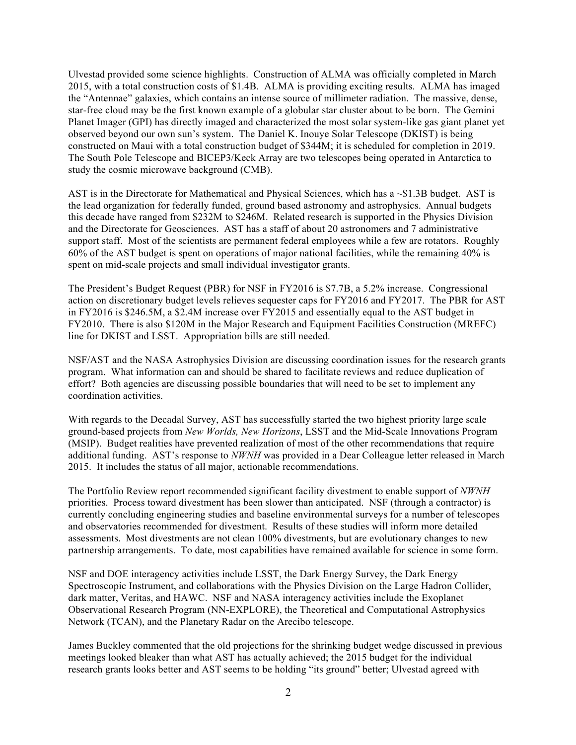Ulvestad provided some science highlights. Construction of ALMA was officially completed in March 2015, with a total construction costs of $1.4B. ALMA is providing exciting results. ALMA has imaged the "Antennae" galaxies, which contains an intense source of millimeter radiation. The massive, dense, star-free cloud may be the first known example of a globular star cluster about to be born. The Gemini Planet Imager (GPI) has directly imaged and characterized the most solar system-like gas giant planet yet observed beyond our own sun's system. The Daniel K. Inouye Solar Telescope (DKIST) is being constructed on Maui with a total construction budget of $344M; it is scheduled for completion in 2019. The South Pole Telescope and BICEP3/Keck Array are two telescopes being operated in Antarctica to study the cosmic microwave background (CMB).

AST is in the Directorate for Mathematical and Physical Sciences, which has a ~$1.3B budget. AST is the lead organization for federally funded, ground based astronomy and astrophysics. Annual budgets this decade have ranged from $232M to $246M. Related research is supported in the Physics Division and the Directorate for Geosciences. AST has a staff of about 20 astronomers and 7 administrative support staff. Most of the scientists are permanent federal employees while a few are rotators. Roughly 60% of the AST budget is spent on operations of major national facilities, while the remaining 40% is spent on mid-scale projects and small individual investigator grants.

The President's Budget Request (PBR) for NSF in FY2016 is $7.7B, a 5.2% increase. Congressional action on discretionary budget levels relieves sequester caps for FY2016 and FY2017. The PBR for AST in FY2016 is $246.5M, a $2.4M increase over FY2015 and essentially equal to the AST budget in FY2010. There is also $120M in the Major Research and Equipment Facilities Construction (MREFC) line for DKIST and LSST. Appropriation bills are still needed.

NSF/AST and the NASA Astrophysics Division are discussing coordination issues for the research grants program. What information can and should be shared to facilitate reviews and reduce duplication of effort? Both agencies are discussing possible boundaries that will need to be set to implement any coordination activities.

With regards to the Decadal Survey, AST has successfully started the two highest priority large scale ground-based projects from *New Worlds, New Horizons*, LSST and the Mid-Scale Innovations Program (MSIP). Budget realities have prevented realization of most of the other recommendations that require additional funding. AST's response to *NWNH* was provided in a Dear Colleague letter released in March 2015. It includes the status of all major, actionable recommendations.

The Portfolio Review report recommended significant facility divestment to enable support of *NWNH* priorities. Process toward divestment has been slower than anticipated. NSF (through a contractor) is currently concluding engineering studies and baseline environmental surveys for a number of telescopes and observatories recommended for divestment. Results of these studies will inform more detailed assessments. Most divestments are not clean 100% divestments, but are evolutionary changes to new partnership arrangements. To date, most capabilities have remained available for science in some form.

NSF and DOE interagency activities include LSST, the Dark Energy Survey, the Dark Energy Spectroscopic Instrument, and collaborations with the Physics Division on the Large Hadron Collider, dark matter, Veritas, and HAWC. NSF and NASA interagency activities include the Exoplanet Observational Research Program (NN-EXPLORE), the Theoretical and Computational Astrophysics Network (TCAN), and the Planetary Radar on the Arecibo telescope.

James Buckley commented that the old projections for the shrinking budget wedge discussed in previous meetings looked bleaker than what AST has actually achieved; the 2015 budget for the individual research grants looks better and AST seems to be holding "its ground" better; Ulvestad agreed with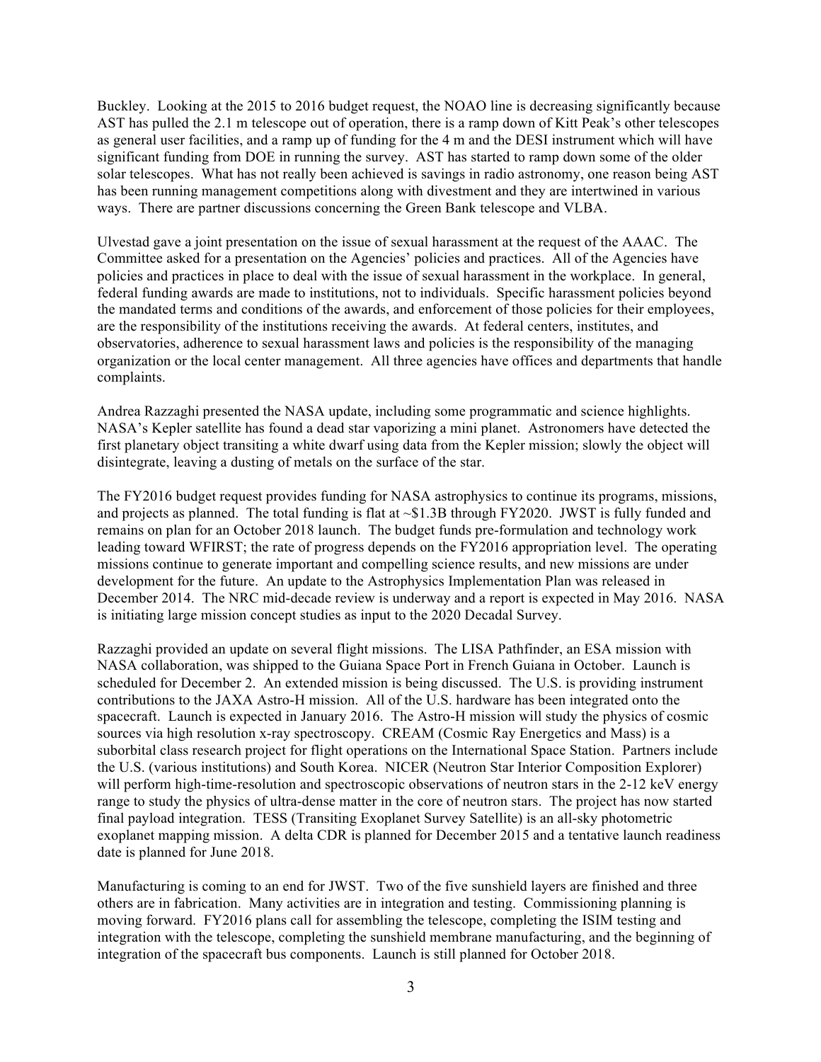Buckley. Looking at the 2015 to 2016 budget request, the NOAO line is decreasing significantly because AST has pulled the 2.1 m telescope out of operation, there is a ramp down of Kitt Peak's other telescopes as general user facilities, and a ramp up of funding for the 4 m and the DESI instrument which will have significant funding from DOE in running the survey. AST has started to ramp down some of the older solar telescopes. What has not really been achieved is savings in radio astronomy, one reason being AST has been running management competitions along with divestment and they are intertwined in various ways. There are partner discussions concerning the Green Bank telescope and VLBA.

Ulvestad gave a joint presentation on the issue of sexual harassment at the request of the AAAC. The Committee asked for a presentation on the Agencies' policies and practices. All of the Agencies have policies and practices in place to deal with the issue of sexual harassment in the workplace. In general, federal funding awards are made to institutions, not to individuals. Specific harassment policies beyond the mandated terms and conditions of the awards, and enforcement of those policies for their employees, are the responsibility of the institutions receiving the awards. At federal centers, institutes, and observatories, adherence to sexual harassment laws and policies is the responsibility of the managing organization or the local center management. All three agencies have offices and departments that handle complaints.

Andrea Razzaghi presented the NASA update, including some programmatic and science highlights. NASA's Kepler satellite has found a dead star vaporizing a mini planet. Astronomers have detected the first planetary object transiting a white dwarf using data from the Kepler mission; slowly the object will disintegrate, leaving a dusting of metals on the surface of the star.

The FY2016 budget request provides funding for NASA astrophysics to continue its programs, missions, and projects as planned. The total funding is flat at ~$1.3B through FY2020. JWST is fully funded and remains on plan for an October 2018 launch. The budget funds pre-formulation and technology work leading toward WFIRST; the rate of progress depends on the FY2016 appropriation level. The operating missions continue to generate important and compelling science results, and new missions are under development for the future. An update to the Astrophysics Implementation Plan was released in December 2014. The NRC mid-decade review is underway and a report is expected in May 2016. NASA is initiating large mission concept studies as input to the 2020 Decadal Survey.

Razzaghi provided an update on several flight missions. The LISA Pathfinder, an ESA mission with NASA collaboration, was shipped to the Guiana Space Port in French Guiana in October. Launch is scheduled for December 2. An extended mission is being discussed. The U.S. is providing instrument contributions to the JAXA Astro-H mission. All of the U.S. hardware has been integrated onto the spacecraft. Launch is expected in January 2016. The Astro-H mission will study the physics of cosmic sources via high resolution x-ray spectroscopy. CREAM (Cosmic Ray Energetics and Mass) is a suborbital class research project for flight operations on the International Space Station. Partners include the U.S. (various institutions) and South Korea. NICER (Neutron Star Interior Composition Explorer) will perform high-time-resolution and spectroscopic observations of neutron stars in the 2-12 keV energy range to study the physics of ultra-dense matter in the core of neutron stars. The project has now started final payload integration. TESS (Transiting Exoplanet Survey Satellite) is an all-sky photometric exoplanet mapping mission. A delta CDR is planned for December 2015 and a tentative launch readiness date is planned for June 2018.

Manufacturing is coming to an end for JWST. Two of the five sunshield layers are finished and three others are in fabrication. Many activities are in integration and testing. Commissioning planning is moving forward. FY2016 plans call for assembling the telescope, completing the ISIM testing and integration with the telescope, completing the sunshield membrane manufacturing, and the beginning of integration of the spacecraft bus components. Launch is still planned for October 2018.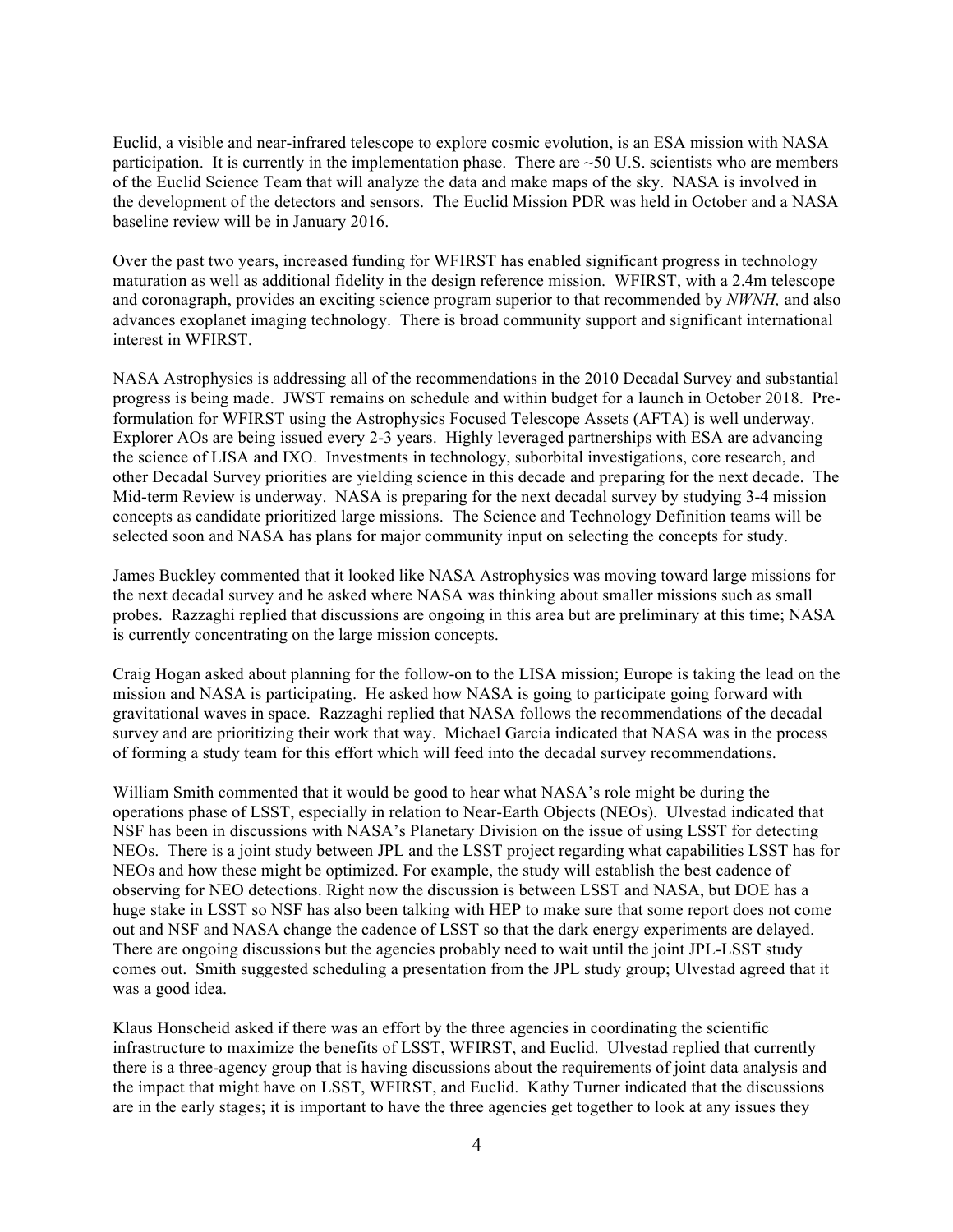Euclid, a visible and near-infrared telescope to explore cosmic evolution, is an ESA mission with NASA participation. It is currently in the implementation phase. There are ~50 U.S. scientists who are members of the Euclid Science Team that will analyze the data and make maps of the sky. NASA is involved in the development of the detectors and sensors. The Euclid Mission PDR was held in October and a NASA baseline review will be in January 2016.

Over the past two years, increased funding for WFIRST has enabled significant progress in technology maturation as well as additional fidelity in the design reference mission. WFIRST, with a 2.4m telescope and coronagraph, provides an exciting science program superior to that recommended by *NWNH,* and also advances exoplanet imaging technology. There is broad community support and significant international interest in WFIRST.

NASA Astrophysics is addressing all of the recommendations in the 2010 Decadal Survey and substantial progress is being made. JWST remains on schedule and within budget for a launch in October 2018. Pre-formulation for WFIRST using the Astrophysics Focused Telescope Assets (AFTA) is well underway. Explorer AOs are being issued every 2-3 years. Highly leveraged partnerships with ESA are advancing the science of LISA and IXO. Investments in technology, suborbital investigations, core research, and other Decadal Survey priorities are yielding science in this decade and preparing for the next decade. The Mid-term Review is underway. NASA is preparing for the next decadal survey by studying 3-4 mission concepts as candidate prioritized large missions. The Science and Technology Definition teams will be selected soon and NASA has plans for major community input on selecting the concepts for study.

James Buckley commented that it looked like NASA Astrophysics was moving toward large missions for the next decadal survey and he asked where NASA was thinking about smaller missions such as small probes. Razzaghi replied that discussions are ongoing in this area but are preliminary at this time; NASA is currently concentrating on the large mission concepts.

Craig Hogan asked about planning for the follow-on to the LISA mission; Europe is taking the lead on the mission and NASA is participating. He asked how NASA is going to participate going forward with gravitational waves in space. Razzaghi replied that NASA follows the recommendations of the decadal survey and are prioritizing their work that way. Michael Garcia indicated that NASA was in the process of forming a study team for this effort which will feed into the decadal survey recommendations.

William Smith commented that it would be good to hear what NASA's role might be during the operations phase of LSST, especially in relation to Near-Earth Objects (NEOs). Ulvestad indicated that NSF has been in discussions with NASA's Planetary Division on the issue of using LSST for detecting NEOs. There is a joint study between JPL and the LSST project regarding what capabilities LSST has for NEOs and how these might be optimized. For example, the study will establish the best cadence of observing for NEO detections. Right now the discussion is between LSST and NASA, but DOE has a huge stake in LSST so NSF has also been talking with HEP to make sure that some report does not come out and NSF and NASA change the cadence of LSST so that the dark energy experiments are delayed. There are ongoing discussions but the agencies probably need to wait until the joint JPL-LSST study comes out. Smith suggested scheduling a presentation from the JPL study group; Ulvestad agreed that it was a good idea.

Klaus Honscheid asked if there was an effort by the three agencies in coordinating the scientific infrastructure to maximize the benefits of LSST, WFIRST, and Euclid. Ulvestad replied that currently there is a three-agency group that is having discussions about the requirements of joint data analysis and the impact that might have on LSST, WFIRST, and Euclid. Kathy Turner indicated that the discussions are in the early stages; it is important to have the three agencies get together to look at any issues they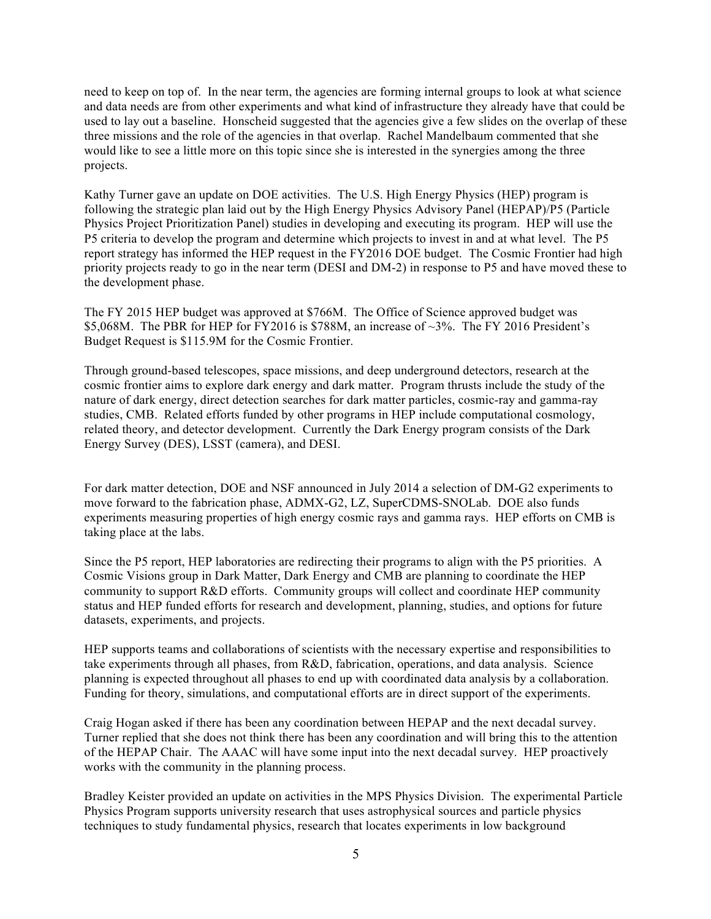need to keep on top of. In the near term, the agencies are forming internal groups to look at what science and data needs are from other experiments and what kind of infrastructure they already have that could be used to lay out a baseline. Honscheid suggested that the agencies give a few slides on the overlap of these three missions and the role of the agencies in that overlap. Rachel Mandelbaum commented that she would like to see a little more on this topic since she is interested in the synergies among the three projects.

Kathy Turner gave an update on DOE activities. The U.S. High Energy Physics (HEP) program is following the strategic plan laid out by the High Energy Physics Advisory Panel (HEPAP)/P5 (Particle Physics Project Prioritization Panel) studies in developing and executing its program. HEP will use the P5 criteria to develop the program and determine which projects to invest in and at what level. The P5 report strategy has informed the HEP request in the FY2016 DOE budget. The Cosmic Frontier had high priority projects ready to go in the near term (DESI and DM-2) in response to P5 and have moved these to the development phase.

The FY 2015 HEP budget was approved at $766M. The Office of Science approved budget was $5,068M. The PBR for HEP for FY2016 is $788M, an increase of ~3%. The FY 2016 President's Budget Request is $115.9M for the Cosmic Frontier.

Through ground-based telescopes, space missions, and deep underground detectors, research at the cosmic frontier aims to explore dark energy and dark matter. Program thrusts include the study of the nature of dark energy, direct detection searches for dark matter particles, cosmic-ray and gamma-ray studies, CMB. Related efforts funded by other programs in HEP include computational cosmology, related theory, and detector development. Currently the Dark Energy program consists of the Dark Energy Survey (DES), LSST (camera), and DESI.

For dark matter detection, DOE and NSF announced in July 2014 a selection of DM-G2 experiments to move forward to the fabrication phase, ADMX-G2, LZ, SuperCDMS-SNOLab. DOE also funds experiments measuring properties of high energy cosmic rays and gamma rays. HEP efforts on CMB is taking place at the labs.

Since the P5 report, HEP laboratories are redirecting their programs to align with the P5 priorities. A Cosmic Visions group in Dark Matter, Dark Energy and CMB are planning to coordinate the HEP community to support R&D efforts. Community groups will collect and coordinate HEP community status and HEP funded efforts for research and development, planning, studies, and options for future datasets, experiments, and projects.

HEP supports teams and collaborations of scientists with the necessary expertise and responsibilities to take experiments through all phases, from R&D, fabrication, operations, and data analysis. Science planning is expected throughout all phases to end up with coordinated data analysis by a collaboration. Funding for theory, simulations, and computational efforts are in direct support of the experiments.

Craig Hogan asked if there has been any coordination between HEPAP and the next decadal survey. Turner replied that she does not think there has been any coordination and will bring this to the attention of the HEPAP Chair. The AAAC will have some input into the next decadal survey. HEP proactively works with the community in the planning process.

Bradley Keister provided an update on activities in the MPS Physics Division. The experimental Particle Physics Program supports university research that uses astrophysical sources and particle physics techniques to study fundamental physics, research that locates experiments in low background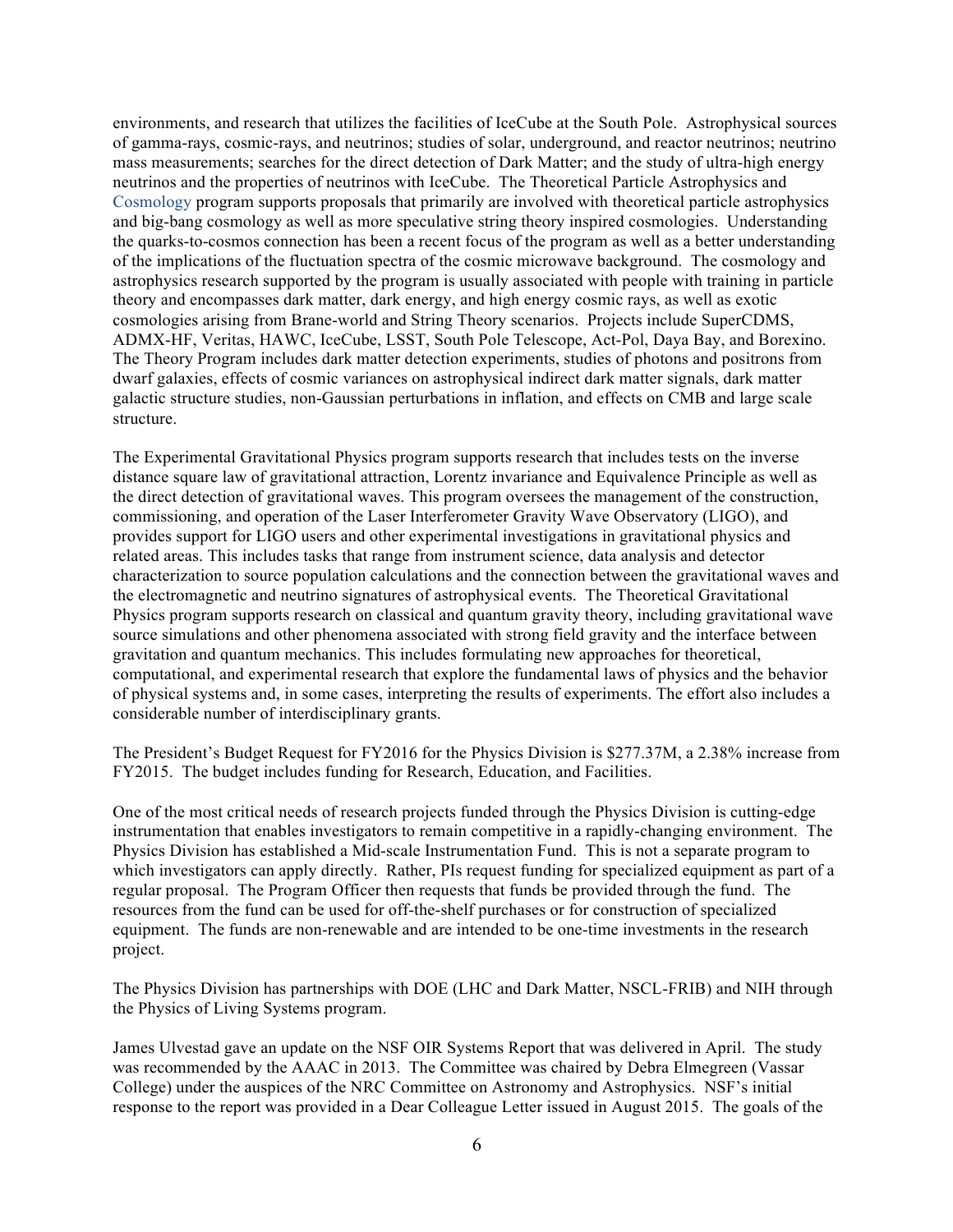environments, and research that utilizes the facilities of IceCube at the South Pole. Astrophysical sources of gamma-rays, cosmic-rays, and neutrinos; studies of solar, underground, and reactor neutrinos; neutrino mass measurements; searches for the direct detection of Dark Matter; and the study of ultra-high energy neutrinos and the properties of neutrinos with IceCube. The Theoretical Particle Astrophysics and Cosmology program supports proposals that primarily are involved with theoretical particle astrophysics and big-bang cosmology as well as more speculative string theory inspired cosmologies. Understanding the quarks-to-cosmos connection has been a recent focus of the program as well as a better understanding of the implications of the fluctuation spectra of the cosmic microwave background. The cosmology and astrophysics research supported by the program is usually associated with people with training in particle theory and encompasses dark matter, dark energy, and high energy cosmic rays, as well as exotic cosmologies arising from Brane-world and String Theory scenarios. Projects include SuperCDMS, ADMX-HF, Veritas, HAWC, IceCube, LSST, South Pole Telescope, Act-Pol, Daya Bay, and Borexino. The Theory Program includes dark matter detection experiments, studies of photons and positrons from dwarf galaxies, effects of cosmic variances on astrophysical indirect dark matter signals, dark matter galactic structure studies, non-Gaussian perturbations in inflation, and effects on CMB and large scale structure.

The Experimental Gravitational Physics program supports research that includes tests on the inverse distance square law of gravitational attraction, Lorentz invariance and Equivalence Principle as well as the direct detection of gravitational waves. This program oversees the management of the construction, commissioning, and operation of the Laser Interferometer Gravity Wave Observatory (LIGO), and provides support for LIGO users and other experimental investigations in gravitational physics and related areas. This includes tasks that range from instrument science, data analysis and detector characterization to source population calculations and the connection between the gravitational waves and the electromagnetic and neutrino signatures of astrophysical events. The Theoretical Gravitational Physics program supports research on classical and quantum gravity theory, including gravitational wave source simulations and other phenomena associated with strong field gravity and the interface between gravitation and quantum mechanics. This includes formulating new approaches for theoretical, computational, and experimental research that explore the fundamental laws of physics and the behavior of physical systems and, in some cases, interpreting the results of experiments. The effort also includes a considerable number of interdisciplinary grants.

The President's Budget Request for FY2016 for the Physics Division is $277.37M, a 2.38% increase from FY2015. The budget includes funding for Research, Education, and Facilities.

One of the most critical needs of research projects funded through the Physics Division is cutting-edge instrumentation that enables investigators to remain competitive in a rapidly-changing environment. The Physics Division has established a Mid-scale Instrumentation Fund. This is not a separate program to which investigators can apply directly. Rather, PIs request funding for specialized equipment as part of a regular proposal. The Program Officer then requests that funds be provided through the fund. The resources from the fund can be used for off-the-shelf purchases or for construction of specialized equipment. The funds are non-renewable and are intended to be one-time investments in the research project.

The Physics Division has partnerships with DOE (LHC and Dark Matter, NSCL-FRIB) and NIH through the Physics of Living Systems program.

James Ulvestad gave an update on the NSF OIR Systems Report that was delivered in April. The study was recommended by the AAAC in 2013. The Committee was chaired by Debra Elmegreen (Vassar College) under the auspices of the NRC Committee on Astronomy and Astrophysics. NSF's initial response to the report was provided in a Dear Colleague Letter issued in August 2015. The goals of the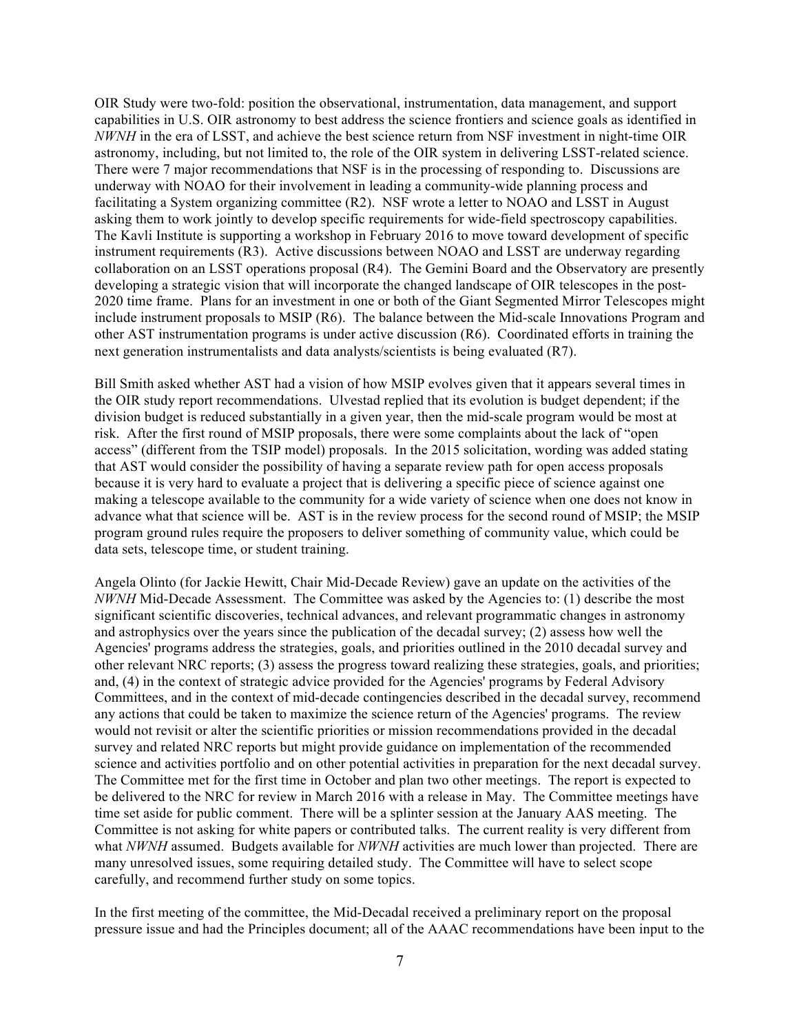OIR Study were two-fold: position the observational, instrumentation, data management, and support capabilities in U.S. OIR astronomy to best address the science frontiers and science goals as identified in *NWNH* in the era of LSST, and achieve the best science return from NSF investment in night-time OIR astronomy, including, but not limited to, the role of the OIR system in delivering LSST-related science. There were 7 major recommendations that NSF is in the processing of responding to. Discussions are underway with NOAO for their involvement in leading a community-wide planning process and facilitating a System organizing committee (R2). NSF wrote a letter to NOAO and LSST in August asking them to work jointly to develop specific requirements for wide-field spectroscopy capabilities. The Kavli Institute is supporting a workshop in February 2016 to move toward development of specific instrument requirements (R3). Active discussions between NOAO and LSST are underway regarding collaboration on an LSST operations proposal (R4). The Gemini Board and the Observatory are presently developing a strategic vision that will incorporate the changed landscape of OIR telescopes in the post-2020 time frame. Plans for an investment in one or both of the Giant Segmented Mirror Telescopes might include instrument proposals to MSIP (R6). The balance between the Mid-scale Innovations Program and other AST instrumentation programs is under active discussion (R6). Coordinated efforts in training the next generation instrumentalists and data analysts/scientists is being evaluated (R7).

Bill Smith asked whether AST had a vision of how MSIP evolves given that it appears several times in the OIR study report recommendations. Ulvestad replied that its evolution is budget dependent; if the division budget is reduced substantially in a given year, then the mid-scale program would be most at risk. After the first round of MSIP proposals, there were some complaints about the lack of "open access" (different from the TSIP model) proposals. In the 2015 solicitation, wording was added stating that AST would consider the possibility of having a separate review path for open access proposals because it is very hard to evaluate a project that is delivering a specific piece of science against one making a telescope available to the community for a wide variety of science when one does not know in advance what that science will be. AST is in the review process for the second round of MSIP; the MSIP program ground rules require the proposers to deliver something of community value, which could be data sets, telescope time, or student training.

Angela Olinto (for Jackie Hewitt, Chair Mid-Decade Review) gave an update on the activities of the *NWNH* Mid-Decade Assessment. The Committee was asked by the Agencies to: (1) describe the most significant scientific discoveries, technical advances, and relevant programmatic changes in astronomy and astrophysics over the years since the publication of the decadal survey; (2) assess how well the Agencies' programs address the strategies, goals, and priorities outlined in the 2010 decadal survey and other relevant NRC reports; (3) assess the progress toward realizing these strategies, goals, and priorities; and, (4) in the context of strategic advice provided for the Agencies' programs by Federal Advisory Committees, and in the context of mid-decade contingencies described in the decadal survey, recommend any actions that could be taken to maximize the science return of the Agencies' programs. The review would not revisit or alter the scientific priorities or mission recommendations provided in the decadal survey and related NRC reports but might provide guidance on implementation of the recommended science and activities portfolio and on other potential activities in preparation for the next decadal survey. The Committee met for the first time in October and plan two other meetings. The report is expected to be delivered to the NRC for review in March 2016 with a release in May. The Committee meetings have time set aside for public comment. There will be a splinter session at the January AAS meeting. The Committee is not asking for white papers or contributed talks. The current reality is very different from what *NWNH* assumed. Budgets available for *NWNH* activities are much lower than projected. There are many unresolved issues, some requiring detailed study. The Committee will have to select scope carefully, and recommend further study on some topics.

In the first meeting of the committee, the Mid-Decadal received a preliminary report on the proposal pressure issue and had the Principles document; all of the AAAC recommendations have been input to the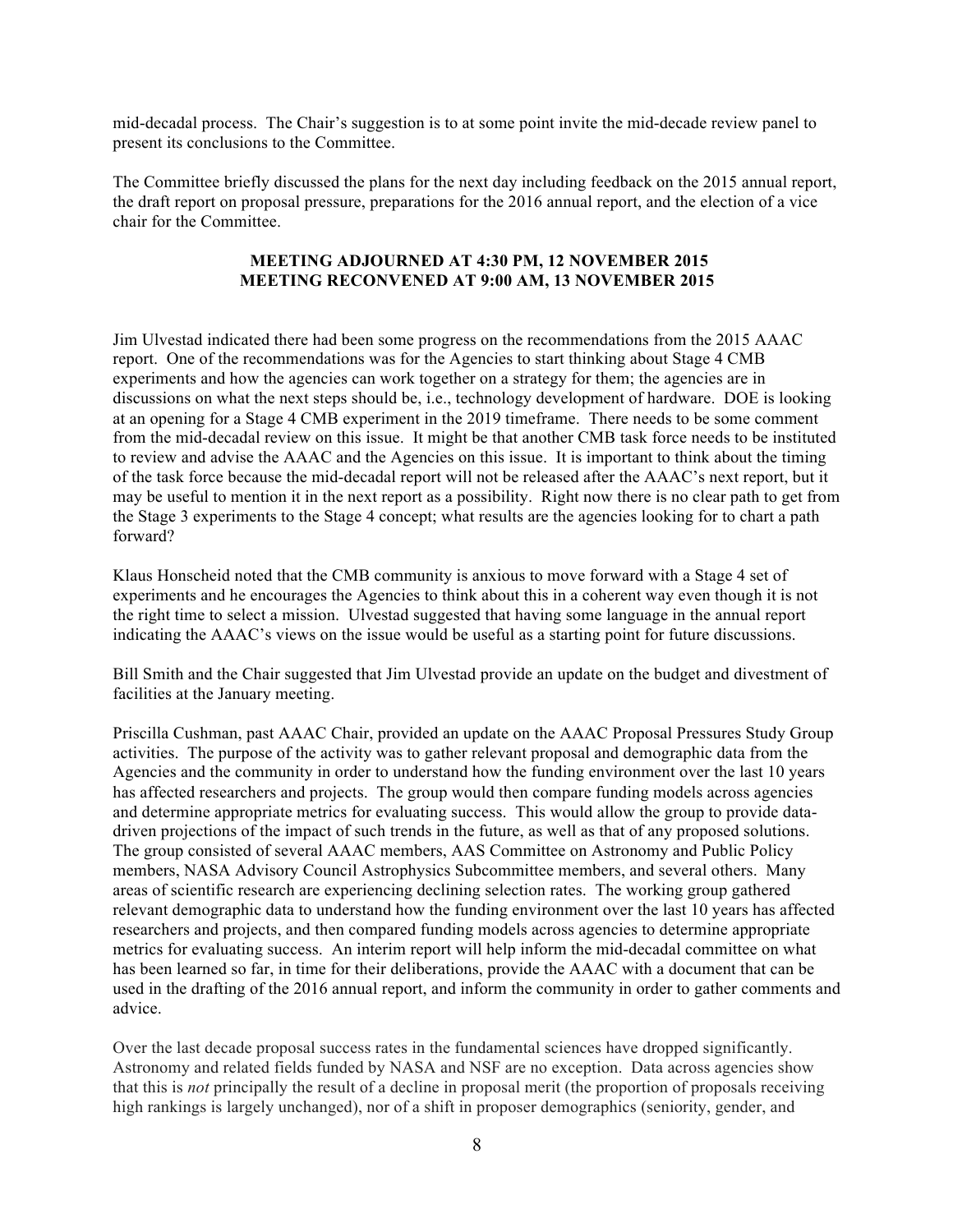mid-decadal process. The Chair's suggestion is to at some point invite the mid-decade review panel to present its conclusions to the Committee.

The Committee briefly discussed the plans for the next day including feedback on the 2015 annual report, the draft report on proposal pressure, preparations for the 2016 annual report, and the election of a vice chair for the Committee.

**MEETING ADJOURNED AT 4:30 PM, 12 NOVEMBER 2015**
**MEETING RECONVENED AT 9:00 AM, 13 NOVEMBER 2015**

Jim Ulvestad indicated there had been some progress on the recommendations from the 2015 AAAC report. One of the recommendations was for the Agencies to start thinking about Stage 4 CMB experiments and how the agencies can work together on a strategy for them; the agencies are in discussions on what the next steps should be, i.e., technology development of hardware. DOE is looking at an opening for a Stage 4 CMB experiment in the 2019 timeframe. There needs to be some comment from the mid-decadal review on this issue. It might be that another CMB task force needs to be instituted to review and advise the AAAC and the Agencies on this issue. It is important to think about the timing of the task force because the mid-decadal report will not be released after the AAAC's next report, but it may be useful to mention it in the next report as a possibility. Right now there is no clear path to get from the Stage 3 experiments to the Stage 4 concept; what results are the agencies looking for to chart a path forward?

Klaus Honscheid noted that the CMB community is anxious to move forward with a Stage 4 set of experiments and he encourages the Agencies to think about this in a coherent way even though it is not the right time to select a mission. Ulvestad suggested that having some language in the annual report indicating the AAAC's views on the issue would be useful as a starting point for future discussions.

Bill Smith and the Chair suggested that Jim Ulvestad provide an update on the budget and divestment of facilities at the January meeting.

Priscilla Cushman, past AAAC Chair, provided an update on the AAAC Proposal Pressures Study Group activities. The purpose of the activity was to gather relevant proposal and demographic data from the Agencies and the community in order to understand how the funding environment over the last 10 years has affected researchers and projects. The group would then compare funding models across agencies and determine appropriate metrics for evaluating success. This would allow the group to provide data-driven projections of the impact of such trends in the future, as well as that of any proposed solutions. The group consisted of several AAAC members, AAS Committee on Astronomy and Public Policy members, NASA Advisory Council Astrophysics Subcommittee members, and several others. Many areas of scientific research are experiencing declining selection rates. The working group gathered relevant demographic data to understand how the funding environment over the last 10 years has affected researchers and projects, and then compared funding models across agencies to determine appropriate metrics for evaluating success. An interim report will help inform the mid-decadal committee on what has been learned so far, in time for their deliberations, provide the AAAC with a document that can be used in the drafting of the 2016 annual report, and inform the community in order to gather comments and advice.

Over the last decade proposal success rates in the fundamental sciences have dropped significantly. Astronomy and related fields funded by NASA and NSF are no exception. Data across agencies show that this is *not* principally the result of a decline in proposal merit (the proportion of proposals receiving high rankings is largely unchanged), nor of a shift in proposer demographics (seniority, gender, and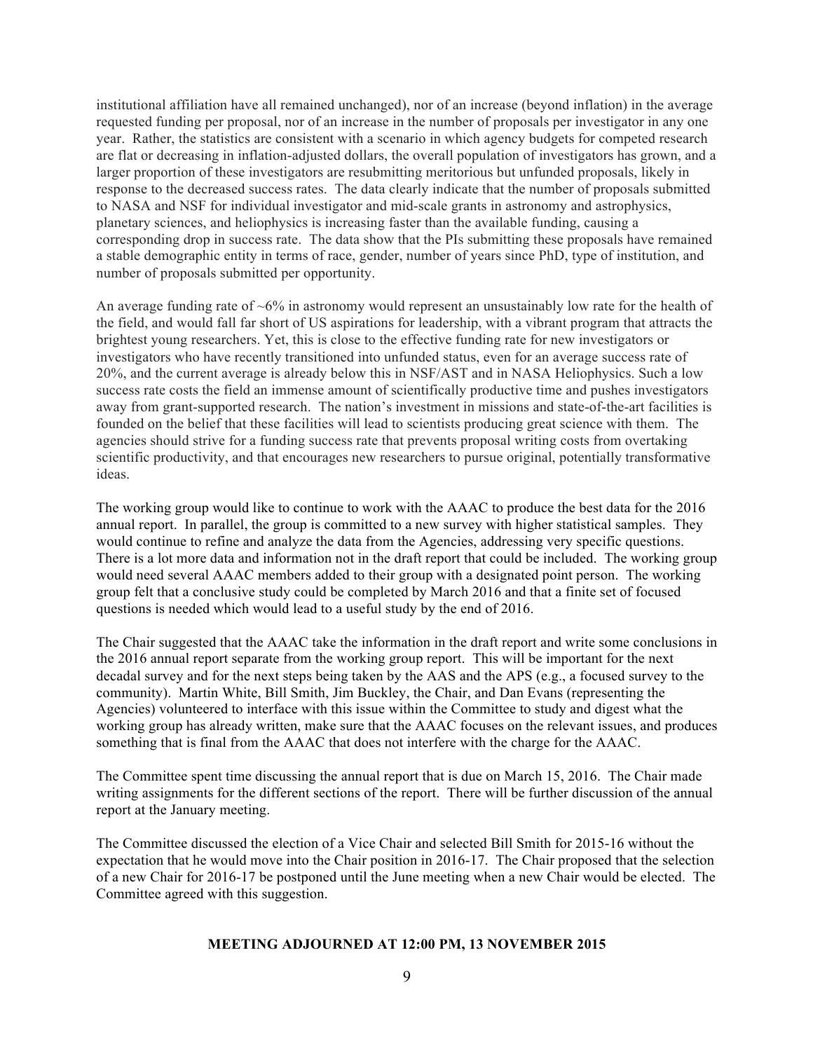institutional affiliation have all remained unchanged), nor of an increase (beyond inflation) in the average requested funding per proposal, nor of an increase in the number of proposals per investigator in any one year. Rather, the statistics are consistent with a scenario in which agency budgets for competed research are flat or decreasing in inflation-adjusted dollars, the overall population of investigators has grown, and a larger proportion of these investigators are resubmitting meritorious but unfunded proposals, likely in response to the decreased success rates. The data clearly indicate that the number of proposals submitted to NASA and NSF for individual investigator and mid-scale grants in astronomy and astrophysics, planetary sciences, and heliophysics is increasing faster than the available funding, causing a corresponding drop in success rate. The data show that the PIs submitting these proposals have remained a stable demographic entity in terms of race, gender, number of years since PhD, type of institution, and number of proposals submitted per opportunity.

An average funding rate of ~6% in astronomy would represent an unsustainably low rate for the health of the field, and would fall far short of US aspirations for leadership, with a vibrant program that attracts the brightest young researchers. Yet, this is close to the effective funding rate for new investigators or investigators who have recently transitioned into unfunded status, even for an average success rate of 20%, and the current average is already below this in NSF/AST and in NASA Heliophysics. Such a low success rate costs the field an immense amount of scientifically productive time and pushes investigators away from grant-supported research. The nation's investment in missions and state-of-the-art facilities is founded on the belief that these facilities will lead to scientists producing great science with them. The agencies should strive for a funding success rate that prevents proposal writing costs from overtaking scientific productivity, and that encourages new researchers to pursue original, potentially transformative ideas.

The working group would like to continue to work with the AAAC to produce the best data for the 2016 annual report. In parallel, the group is committed to a new survey with higher statistical samples. They would continue to refine and analyze the data from the Agencies, addressing very specific questions. There is a lot more data and information not in the draft report that could be included. The working group would need several AAAC members added to their group with a designated point person. The working group felt that a conclusive study could be completed by March 2016 and that a finite set of focused questions is needed which would lead to a useful study by the end of 2016.

The Chair suggested that the AAAC take the information in the draft report and write some conclusions in the 2016 annual report separate from the working group report. This will be important for the next decadal survey and for the next steps being taken by the AAS and the APS (e.g., a focused survey to the community). Martin White, Bill Smith, Jim Buckley, the Chair, and Dan Evans (representing the Agencies) volunteered to interface with this issue within the Committee to study and digest what the working group has already written, make sure that the AAAC focuses on the relevant issues, and produces something that is final from the AAAC that does not interfere with the charge for the AAAC.

The Committee spent time discussing the annual report that is due on March 15, 2016. The Chair made writing assignments for the different sections of the report. There will be further discussion of the annual report at the January meeting.

The Committee discussed the election of a Vice Chair and selected Bill Smith for 2015-16 without the expectation that he would move into the Chair position in 2016-17. The Chair proposed that the selection of a new Chair for 2016-17 be postponed until the June meeting when a new Chair would be elected. The Committee agreed with this suggestion.

**MEETING ADJOURNED AT 12:00 PM, 13 NOVEMBER 2015**